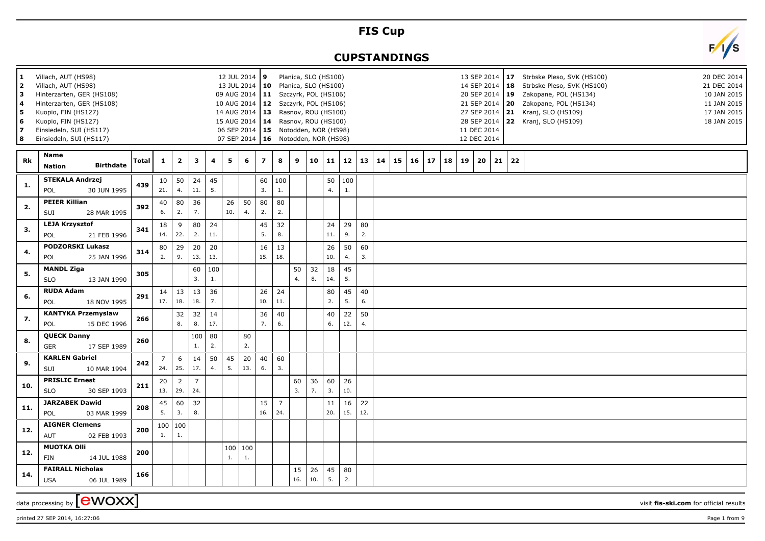# FIS Cup

## CUPSTANDINGS

| # | Venue | Date |
|---|---|---|
| 1 | Villach, AUT (HS98) | 12 JUL 2014 |
| 2 | Villach, AUT (HS98) | 13 JUL 2014 |
| 3 | Hinterzarten, GER (HS108) | 09 AUG 2014 |
| 4 | Hinterzarten, GER (HS108) | 10 AUG 2014 |
| 5 | Kuopio, FIN (HS127) | 14 AUG 2014 |
| 6 | Kuopio, FIN (HS127) | 15 AUG 2014 |
| 7 | Einsiedeln, SUI (HS117) | 06 SEP 2014 |
| 8 | Einsiedeln, SUI (HS117) | 07 SEP 2014 |
| 9 | Planica, SLO (HS100) | 13 SEP 2014 |
| 10 | Planica, SLO (HS100) | 14 SEP 2014 |
| 11 | Szczyrk, POL (HS106) | 20 SEP 2014 |
| 12 | Szczyrk, POL (HS106) | 21 SEP 2014 |
| 13 | Rasnov, ROU (HS100) | 27 SEP 2014 |
| 14 | Rasnov, ROU (HS100) | 28 SEP 2014 |
| 15 | Notodden, NOR (HS98) | 11 DEC 2014 |
| 16 | Notodden, NOR (HS98) | 12 DEC 2014 |
| 17 | Strbske Pleso, SVK (HS100) | 20 DEC 2014 |
| 18 | Strbske Pleso, SVK (HS100) | 21 DEC 2014 |
| 19 | Zakopane, POL (HS134) | 10 JAN 2015 |
| 20 | Zakopane, POL (HS134) | 11 JAN 2015 |
| 21 | Kranj, SLO (HS109) | 17 JAN 2015 |
| 22 | Kranj, SLO (HS109) | 18 JAN 2015 |

| Rk | Name / Nation / Birthdate | Total | 1 | 2 | 3 | 4 | 5 | 6 | 7 | 8 | 9 | 10 | 11 | 12 | 13 | 14 | 15 | 16 | 17 | 18 | 19 | 20 | 21 | 22 |
|---|---|---|---|---|---|---|---|---|---|---|---|---|---|---|---|---|---|---|---|---|---|---|---|---|
| 1. | STEKALA Andrzej, POL, 30 JUN 1995 | 439 | 10 (21.) | 50 (4.) | 24 (11.) | 45 (5.) | | | 60 (3.) | 100 (1.) | | | 50 (4.) | 100 (1.) | | | | | | | | | | |
| 2. | PEIER Killian, SUI, 28 MAR 1995 | 392 | 40 (6.) | 80 (2.) | 36 (7.) | | 26 (10.) | 50 (4.) | 80 (2.) | 80 (2.) | | | | | | | | | | | | | | |
| 3. | LEJA Krzysztof, POL, 21 FEB 1996 | 341 | 18 (14.) | 9 (22.) | 80 (2.) | 24 (11.) | | | 45 (5.) | 32 (8.) | | | 24 (11.) | 29 (9.) | 80 (2.) | | | | | | | | | |
| 4. | PODZORSKI Lukasz, POL, 25 JAN 1996 | 314 | 80 (2.) | 29 (9.) | 20 (13.) | 20 (13.) | | | 16 (15.) | 13 (18.) | | | 26 (10.) | 50 (4.) | 60 (3.) | | | | | | | | | |
| 5. | MANDL Ziga, SLO, 13 JAN 1990 | 305 | | | 60 (3.) | 100 (1.) | | | | | 50 (4.) | 32 (8.) | 18 (14.) | 45 (5.) | | | | | | | | | | |
| 6. | RUDA Adam, POL, 18 NOV 1995 | 291 | 14 (17.) | 13 (18.) | 13 (18.) | 36 (7.) | | | 26 (10.) | 24 (11.) | | | 80 (2.) | 45 (5.) | 40 (6.) | | | | | | | | | |
| 7. | KANTYKA Przemyslaw, POL, 15 DEC 1996 | 266 | | 32 (8.) | 32 (8.) | 14 (17.) | | | 36 (7.) | 40 (6.) | | | 40 (6.) | 22 (12.) | 50 (4.) | | | | | | | | | |
| 8. | QUECK Danny, GER, 17 SEP 1989 | 260 | | | 100 (1.) | 80 (2.) | | 80 (2.) | | | | | | | | | | | | | | | | |
| 9. | KARLEN Gabriel, SUI, 10 MAR 1994 | 242 | 7 (24.) | 6 (25.) | 14 (17.) | 50 (4.) | 45 (5.) | 20 (13.) | 40 (6.) | 60 (3.) | | | | | | | | | | | | | | |
| 10. | PRISLIC Ernest, SLO, 30 SEP 1993 | 211 | 20 (13.) | 2 (29.) | 7 (24.) | | | | | | 60 (3.) | 36 (7.) | 60 (3.) | 26 (10.) | | | | | | | | | | |
| 11. | JARZABEK Dawid, POL, 03 MAR 1999 | 208 | 45 (5.) | 60 (3.) | 32 (8.) | | | | 15 (16.) | 7 (24.) | | | 11 (20.) | 16 (15.) | 22 (12.) | | | | | | | | | |
| 12. | AIGNER Clemens, AUT, 02 FEB 1993 | 200 | 100 (1.) | 100 (1.) | | | | | | | | | | | | | | | | | | | | |
| 12. | MUOTKA Olli, FIN, 14 JUL 1988 | 200 | | | | | 100 (1.) | 100 (1.) | | | | | | | | | | | | | | | | |
| 14. | FAIRALL Nicholas, USA, 06 JUL 1989 | 166 | | | | | | | | | 15 (16.) | 26 (10.) | 45 (5.) | 80 (2.) | | | | | | | | | | |

data processing by [ewoxx] visit fis-ski.com for official results

printed 27 SEP 2014, 16:27:06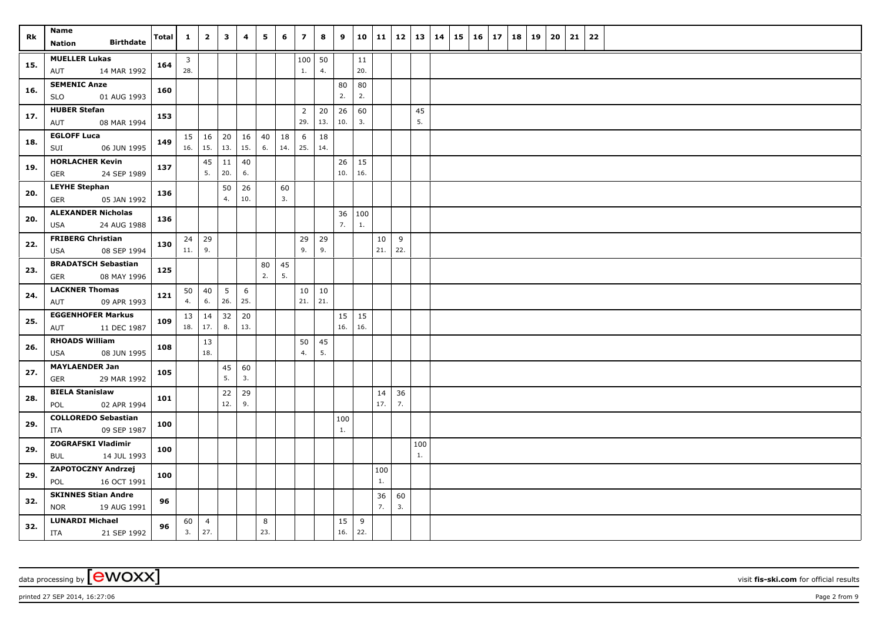| Rk | Name Nation | Birthdate | Total | 1 | 2 | 3 | 4 | 5 | 6 | 7 | 8 | 9 | 10 | 11 | 12 | 13 | 14 | 15 | 16 | 17 | 18 | 19 | 20 | 21 | 22 |
|---|---|---|---|---|---|---|---|---|---|---|---|---|---|---|---|---|---|---|---|---|---|---|---|---|---|
| 15. | MUELLER Lukas AUT | 14 MAR 1992 | 164 | 3 28. | | | | | | 100 1. | 50 4. | | 11 20. | | | | | | | | | | | | |
| 16. | SEMENIC Anze SLO | 01 AUG 1993 | 160 | | | | | | | | | 80 2. | 80 2. | | | | | | | | | | | | |
| 17. | HUBER Stefan AUT | 08 MAR 1994 | 153 | | | | | | | 2 29. | 20 13. | 26 10. | 60 3. | | | 45 5. | | | | | | | | | |
| 18. | EGLOFF Luca SUI | 06 JUN 1995 | 149 | 15 16. | 16 15. | 20 13. | 16 15. | 40 6. | 18 14. | 6 25. | 18 14. | | | | | | | | | | | | | | |
| 19. | HORLACHER Kevin GER | 24 SEP 1989 | 137 | | 45 5. | 11 20. | 40 6. | | | | | 26 10. | 15 16. | | | | | | | | | | | | |
| 20. | LEYHE Stephan GER | 05 JAN 1992 | 136 | | | 50 4. | 26 10. | | 60 3. | | | | | | | | | | | | | | | | |
| 20. | ALEXANDER Nicholas USA | 24 AUG 1988 | 136 | | | | | | | | | 36 7. | 100 1. | | | | | | | | | | | | |
| 22. | FRIBERG Christian USA | 08 SEP 1994 | 130 | 24 11. | 29 9. | | | | | 29 9. | 29 9. | | | 10 21. | 9 22. | | | | | | | | | | |
| 23. | BRADATSCH Sebastian GER | 08 MAY 1996 | 125 | | | | | 80 2. | 45 5. | | | | | | | | | | | | | | | | |
| 24. | LACKNER Thomas AUT | 09 APR 1993 | 121 | 50 4. | 40 6. | 5 26. | 6 25. | | | 10 21. | 10 21. | | | | | | | | | | | | | | |
| 25. | EGGENHOFER Markus AUT | 11 DEC 1987 | 109 | 13 18. | 14 17. | 32 8. | 20 13. | | | | | 15 16. | 15 16. | | | | | | | | | | | | |
| 26. | RHOADS William USA | 08 JUN 1995 | 108 | | 13 18. | | | | | 50 4. | 45 5. | | | | | | | | | | | | | | |
| 27. | MAYLAENDER Jan GER | 29 MAR 1992 | 105 | | | 45 5. | 60 3. | | | | | | | | | | | | | | | | | | |
| 28. | BIELA Stanislaw POL | 02 APR 1994 | 101 | | | 22 12. | 29 9. | | | | | | | 14 17. | 36 7. | | | | | | | | | | |
| 29. | COLLOREDO Sebastian ITA | 09 SEP 1987 | 100 | | | | | | | | | 100 1. | | | | | | | | | | | | | |
| 29. | ZOGRAFSKI Vladimir BUL | 14 JUL 1993 | 100 | | | | | | | | | | | | | 100 1. | | | | | | | | | |
| 29. | ZAPOTOCZNY Andrzej POL | 16 OCT 1991 | 100 | | | | | | | | | | | 100 1. | | | | | | | | | | | |
| 32. | SKINNES Stian Andre NOR | 19 AUG 1991 | 96 | | | | | | | | | | | 36 7. | 60 3. | | | | | | | | | | |
| 32. | LUNARDI Michael ITA | 21 SEP 1992 | 96 | 60 3. | 4 27. | | | 8 23. | | | | 15 16. | 9 22. | | | | | | | | | | | | |

data processing by [ewoxx]

visit fis-ski.com for official results

printed 27 SEP 2014, 16:27:06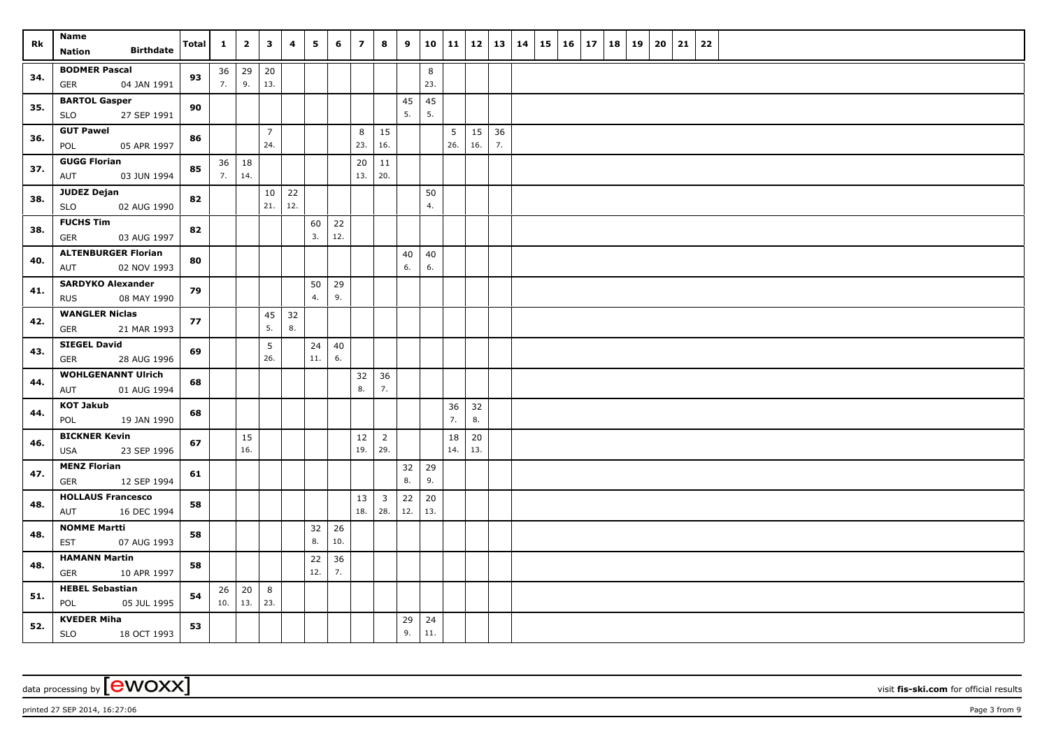| Rk | Name<br>Nation Birthdate | Total | 1 | 2 | 3 | 4 | 5 | 6 | 7 | 8 | 9 | 10 | 11 | 12 | 13 | 14 | 15 | 16 | 17 | 18 | 19 | 20 | 21 | 22 |
|---|---|---|---|---|---|---|---|---|---|---|---|---|---|---|---|---|---|---|---|---|---|---|---|---|
| 34. | **BODMER Pascal**<br>GER 04 JAN 1991 | 93 | 36<br>7. | 29<br>9. | 20<br>13. | | | | | | | 8<br>23. | | | | | | | | | | | | |
| 35. | **BARTOL Gasper**<br>SLO 27 SEP 1991 | 90 | | | | | | | | | 45<br>5. | 45<br>5. | | | | | | | | | | | | |
| 36. | **GUT Pawel**<br>POL 05 APR 1997 | 86 | | | 7<br>24. | | | | 8<br>23. | 15<br>16. | | | 5<br>26. | 15<br>16. | 36<br>7. | | | | | | | | | |
| 37. | **GUGG Florian**<br>AUT 03 JUN 1994 | 85 | 36<br>7. | 18<br>14. | | | | | 20<br>13. | 11<br>20. | | | | | | | | | | | | | | |
| 38. | **JUDEZ Dejan**<br>SLO 02 AUG 1990 | 82 | | | 10<br>21. | 22<br>12. | | | | | | 50<br>4. | | | | | | | | | | | | |
| 38. | **FUCHS Tim**<br>GER 03 AUG 1997 | 82 | | | | | 60<br>3. | 22<br>12. | | | | | | | | | | | | | | | | |
| 40. | **ALTENBURGER Florian**<br>AUT 02 NOV 1993 | 80 | | | | | | | | | 40<br>6. | 40<br>6. | | | | | | | | | | | | |
| 41. | **SARDYKO Alexander**<br>RUS 08 MAY 1990 | 79 | | | | | 50<br>4. | 29<br>9. | | | | | | | | | | | | | | | | |
| 42. | **WANGLER Niclas**<br>GER 21 MAR 1993 | 77 | | | 45<br>5. | 32<br>8. | | | | | | | | | | | | | | | | | | |
| 43. | **SIEGEL David**<br>GER 28 AUG 1996 | 69 | | | 5<br>26. | | 24<br>11. | 40<br>6. | | | | | | | | | | | | | | | | |
| 44. | **WOHLGENANNT Ulrich**<br>AUT 01 AUG 1994 | 68 | | | | | | | 32<br>8. | 36<br>7. | | | | | | | | | | | | | | |
| 44. | **KOT Jakub**<br>POL 19 JAN 1990 | 68 | | | | | | | | | | | 36<br>7. | 32<br>8. | | | | | | | | | | |
| 46. | **BICKNER Kevin**<br>USA 23 SEP 1996 | 67 | | 15<br>16. | | | | | 12<br>19. | 2<br>29. | | | 18<br>14. | 20<br>13. | | | | | | | | | | |
| 47. | **MENZ Florian**<br>GER 12 SEP 1994 | 61 | | | | | | | | | 32<br>8. | 29<br>9. | | | | | | | | | | | | |
| 48. | **HOLLAUS Francesco**<br>AUT 16 DEC 1994 | 58 | | | | | | | 13<br>18. | 3<br>28. | 22<br>12. | 20<br>13. | | | | | | | | | | | | |
| 48. | **NOMME Martti**<br>EST 07 AUG 1993 | 58 | | | | | 32<br>8. | 26<br>10. | | | | | | | | | | | | | | | | |
| 48. | **HAMANN Martin**<br>GER 10 APR 1997 | 58 | | | | | 22<br>12. | 36<br>7. | | | | | | | | | | | | | | | | |
| 51. | **HEBEL Sebastian**<br>POL 05 JUL 1995 | 54 | 26<br>10. | 20<br>13. | 8<br>23. | | | | | | | | | | | | | | | | | | | |
| 52. | **KVEDER Miha**<br>SLO 18 OCT 1993 | 53 | | | | | | | | | 29<br>9. | 24<br>11. | | | | | | | | | | | | |

data processing by [ewoxx] visit **fis-ski.com** for official results

printed 27 SEP 2014, 16:27:06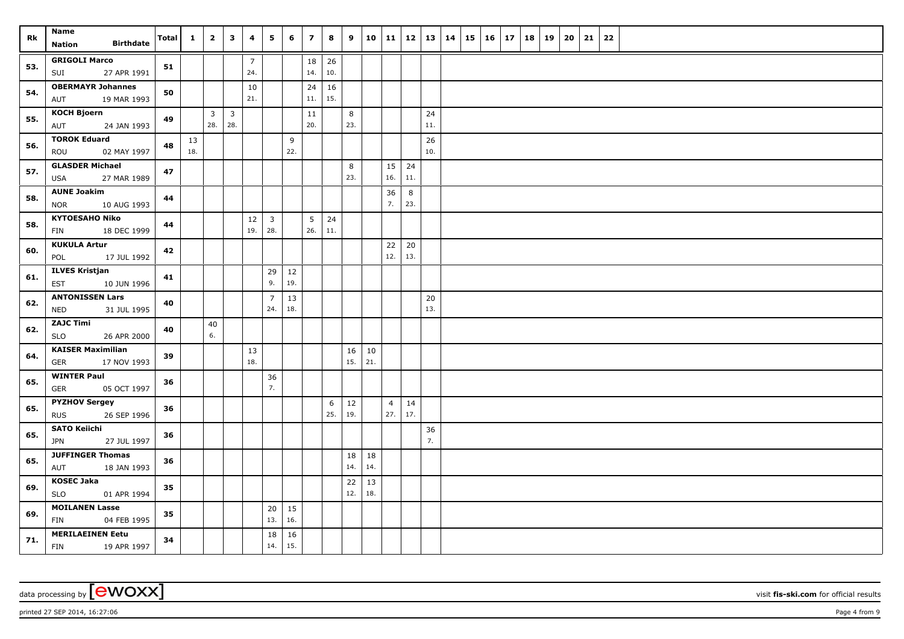| Rk | Name<br>Nation Birthdate | Total | 1 | 2 | 3 | 4 | 5 | 6 | 7 | 8 | 9 | 10 | 11 | 12 | 13 | 14 | 15 | 16 | 17 | 18 | 19 | 20 | 21 | 22 |
|---|---|---|---|---|---|---|---|---|---|---|---|---|---|---|---|---|---|---|---|---|---|---|---|---|
| 53. | GRIGOLI Marco<br>SUI 27 APR 1991 | 51 | | | | 7<br>24. | | | 18<br>14. | 26<br>10. | | | | | | | | | | | | | | |
| 54. | OBERMAYR Johannes<br>AUT 19 MAR 1993 | 50 | | | | 10<br>21. | | | 24<br>11. | 16<br>15. | | | | | | | | | | | | | | |
| 55. | KOCH Bjoern<br>AUT 24 JAN 1993 | 49 | | 3<br>28. | 3<br>28. | | | | 11<br>20. | | 8<br>23. | | | | 24<br>11. | | | | | | | | | |
| 56. | TOROK Eduard<br>ROU 02 MAY 1997 | 48 | 13<br>18. | | | | | 9<br>22. | | | | | | | 26<br>10. | | | | | | | | | |
| 57. | GLASDER Michael<br>USA 27 MAR 1989 | 47 | | | | | | | | | 8<br>23. | | 15<br>16. | 24<br>11. | | | | | | | | | | |
| 58. | AUNE Joakim<br>NOR 10 AUG 1993 | 44 | | | | | | | | | | | 36<br>7. | 8<br>23. | | | | | | | | | | |
| 58. | KYTOESAHO Niko<br>FIN 18 DEC 1999 | 44 | | | | 12<br>19. | 3<br>28. | | 5<br>26. | 24<br>11. | | | | | | | | | | | | | | |
| 60. | KUKULA Artur<br>POL 17 JUL 1992 | 42 | | | | | | | | | | | 22<br>12. | 20<br>13. | | | | | | | | | | |
| 61. | ILVES Kristjan<br>EST 10 JUN 1996 | 41 | | | | | 29<br>9. | 12<br>19. | | | | | | | | | | | | | | | | |
| 62. | ANTONISSEN Lars<br>NED 31 JUL 1995 | 40 | | | | | 7<br>24. | 13<br>18. | | | | | | | 20<br>13. | | | | | | | | | |
| 62. | ZAJC Timi<br>SLO 26 APR 2000 | 40 | | 40<br>6. | | | | | | | | | | | | | | | | | | | | |
| 64. | KAISER Maximilian<br>GER 17 NOV 1993 | 39 | | | | 13<br>18. | | | | | 16<br>15. | 10<br>21. | | | | | | | | | | | | |
| 65. | WINTER Paul<br>GER 05 OCT 1997 | 36 | | | | | 36<br>7. | | | | | | | | | | | | | | | | | |
| 65. | PYZHOV Sergey<br>RUS 26 SEP 1996 | 36 | | | | | | | | 6<br>25. | 12<br>19. | | 4<br>27. | 14<br>17. | | | | | | | | | | |
| 65. | SATO Keiichi<br>JPN 27 JUL 1997 | 36 | | | | | | | | | | | | | 36<br>7. | | | | | | | | | |
| 65. | JUFFINGER Thomas<br>AUT 18 JAN 1993 | 36 | | | | | | | | | 18<br>14. | 18<br>14. | | | | | | | | | | | | |
| 69. | KOSEC Jaka<br>SLO 01 APR 1994 | 35 | | | | | | | | | 22<br>12. | 13<br>18. | | | | | | | | | | | | |
| 69. | MOILANEN Lasse<br>FIN 04 FEB 1995 | 35 | | | | | 20<br>13. | 15<br>16. | | | | | | | | | | | | | | | | |
| 71. | MERILAEINEN Eetu<br>FIN 19 APR 1997 | 34 | | | | | 18<br>14. | 16<br>15. | | | | | | | | | | | | | | | | |

data processing by [ewoxx] visit fis-ski.com for official results

printed 27 SEP 2014, 16:27:06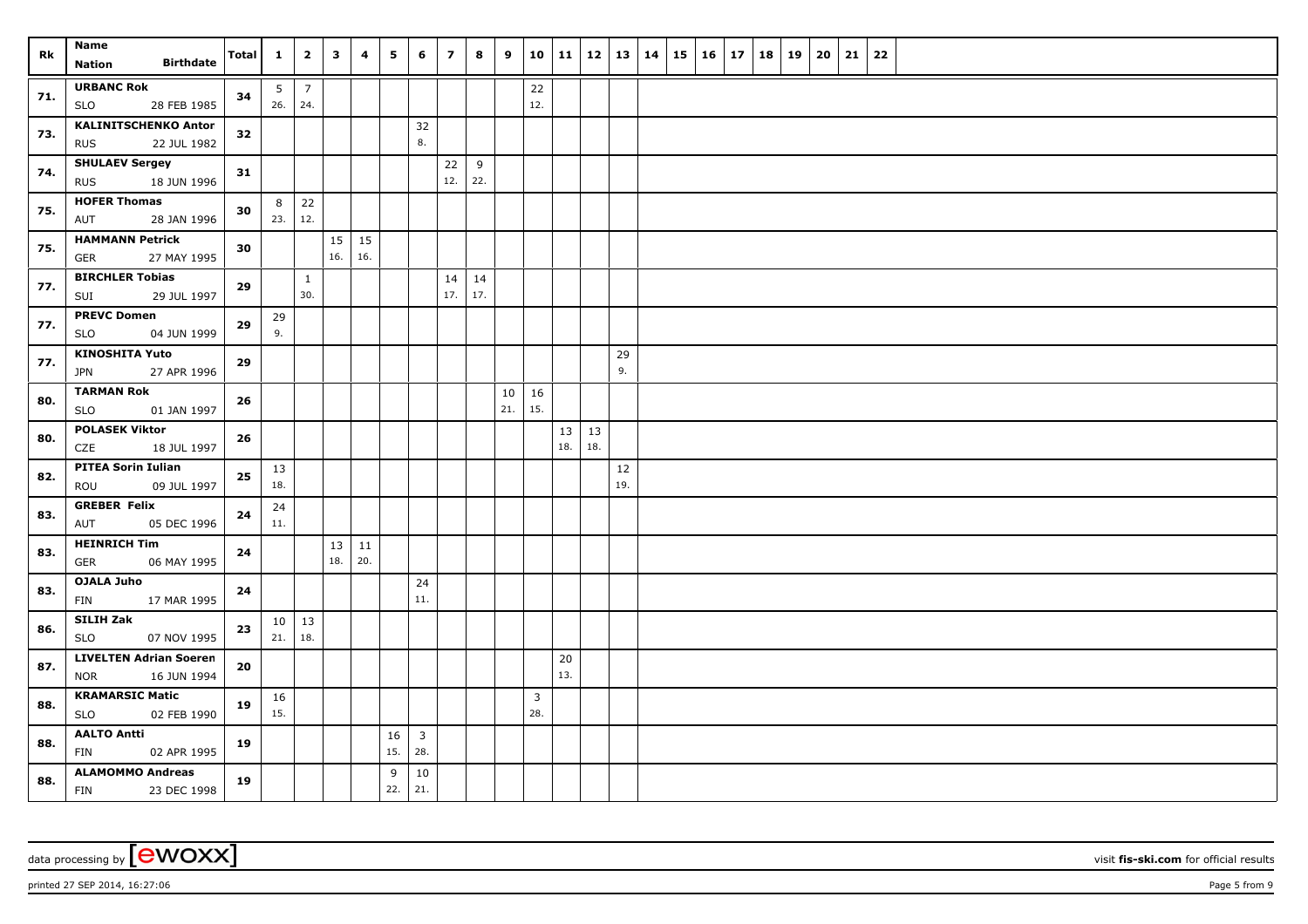| Rk | Name<br>Nation Birthdate | Total | 1 | 2 | 3 | 4 | 5 | 6 | 7 | 8 | 9 | 10 | 11 | 12 | 13 | 14 | 15 | 16 | 17 | 18 | 19 | 20 | 21 | 22 |
|---|---|---|---|---|---|---|---|---|---|---|---|---|---|---|---|---|---|---|---|---|---|---|---|---|
| 71. | **URBANC Rok**<br>SLO 28 FEB 1985 | 34 | 5<br>26. | 7<br>24. | | | | | | | | 22<br>12. | | | | | | | | | | | | |
| 73. | **KALINITSCHENKO Anton**<br>RUS 22 JUL 1982 | 32 | | | | | | 32<br>8. | | | | | | | | | | | | | | | | |
| 74. | **SHULAEV Sergey**<br>RUS 18 JUN 1996 | 31 | | | | | | | 22<br>12. | 9<br>22. | | | | | | | | | | | | | | |
| 75. | **HOFER Thomas**<br>AUT 28 JAN 1996 | 30 | 8<br>23. | 22<br>12. | | | | | | | | | | | | | | | | | | | | |
| 75. | **HAMMANN Petrick**<br>GER 27 MAY 1995 | 30 | | | 15<br>16. | 15<br>16. | | | | | | | | | | | | | | | | | | |
| 77. | **BIRCHLER Tobias**<br>SUI 29 JUL 1997 | 29 | | 1<br>30. | | | | | 14<br>17. | 14<br>17. | | | | | | | | | | | | | | |
| 77. | **PREVC Domen**<br>SLO 04 JUN 1999 | 29 | 29<br>9. | | | | | | | | | | | | | | | | | | | | | |
| 77. | **KINOSHITA Yuto**<br>JPN 27 APR 1996 | 29 | | | | | | | | | | | | | 29<br>9. | | | | | | | | | |
| 80. | **TARMAN Rok**<br>SLO 01 JAN 1997 | 26 | | | | | | | | | 10<br>21. | 16<br>15. | | | | | | | | | | | | |
| 80. | **POLASEK Viktor**<br>CZE 18 JUL 1997 | 26 | | | | | | | | | | | 13<br>18. | 13<br>18. | | | | | | | | | | |
| 82. | **PITEA Sorin Iulian**<br>ROU 09 JUL 1997 | 25 | 13<br>18. | | | | | | | | | | | | 12<br>19. | | | | | | | | | |
| 83. | **GREBER Felix**<br>AUT 05 DEC 1996 | 24 | 24<br>11. | | | | | | | | | | | | | | | | | | | | | |
| 83. | **HEINRICH Tim**<br>GER 06 MAY 1995 | 24 | | | 13<br>18. | 11<br>20. | | | | | | | | | | | | | | | | | | |
| 83. | **OJALA Juho**<br>FIN 17 MAR 1995 | 24 | | | | | | 24<br>11. | | | | | | | | | | | | | | | | |
| 86. | **SILIH Zak**<br>SLO 07 NOV 1995 | 23 | 10<br>21. | 13<br>18. | | | | | | | | | | | | | | | | | | | | |
| 87. | **LIVELTEN Adrian Soeren**<br>NOR 16 JUN 1994 | 20 | | | | | | | | | | | 20<br>13. | | | | | | | | | | | |
| 88. | **KRAMARSIC Matic**<br>SLO 02 FEB 1990 | 19 | 16<br>15. | | | | | | | | | 3<br>28. | | | | | | | | | | | | |
| 88. | **AALTO Antti**<br>FIN 02 APR 1995 | 19 | | | | | 16<br>15. | 3<br>28. | | | | | | | | | | | | | | | | |
| 88. | **ALAMOMMO Andreas**<br>FIN 23 DEC 1998 | 19 | | | | | 9<br>22. | 10<br>21. | | | | | | | | | | | | | | | | |

data processing by [ewoxx] visit **fis-ski.com** for official results

printed 27 SEP 2014, 16:27:06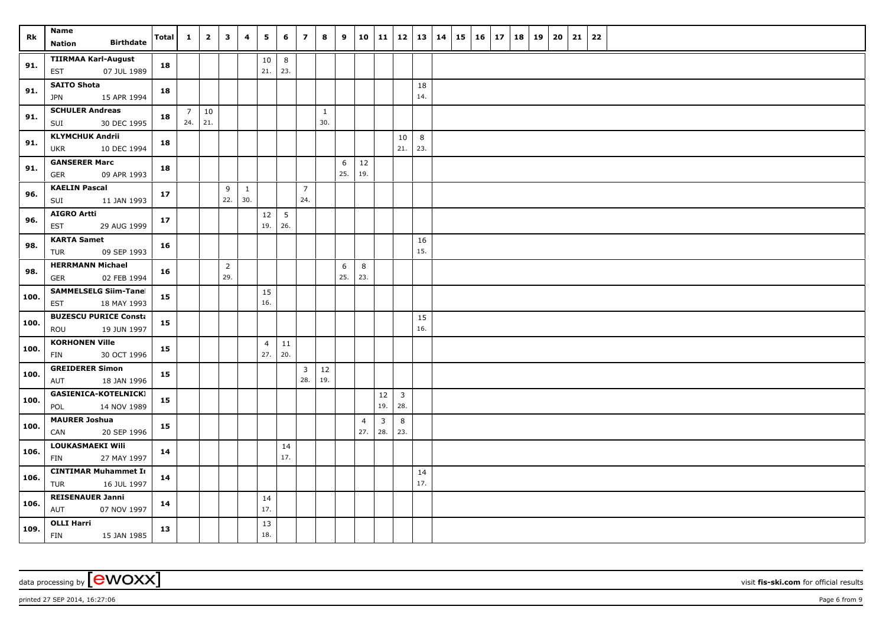| Rk | Name<br>Nation Birthdate | Total | 1 | 2 | 3 | 4 | 5 | 6 | 7 | 8 | 9 | 10 | 11 | 12 | 13 | 14 | 15 | 16 | 17 | 18 | 19 | 20 | 21 | 22 |
|---|---|---|---|---|---|---|---|---|---|---|---|---|---|---|---|---|---|---|---|---|---|---|---|---|
| 91. | TIIRMAA Karl-August<br>EST 07 JUL 1989 | 18 | | | | | 10<br>21. | 8<br>23. | | | | | | | | | | | | | | | | |
| 91. | SAITO Shota<br>JPN 15 APR 1994 | 18 | | | | | | | | | | | | | 18<br>14. | | | | | | | | | |
| 91. | SCHULER Andreas<br>SUI 30 DEC 1995 | 18 | 7<br>24. | 10<br>21. | | | | | | 1<br>30. | | | | | | | | | | | | | | |
| 91. | KLYMCHUK Andrii<br>UKR 10 DEC 1994 | 18 | | | | | | | | | | | | 10<br>21. | 8<br>23. | | | | | | | | | |
| 91. | GANSERER Marc<br>GER 09 APR 1993 | 18 | | | | | | | | | 6<br>25. | 12<br>19. | | | | | | | | | | | | |
| 96. | KAELIN Pascal<br>SUI 11 JAN 1993 | 17 | | | 9<br>22. | 1<br>30. | | | 7<br>24. | | | | | | | | | | | | | | | |
| 96. | AIGRO Artti<br>EST 29 AUG 1999 | 17 | | | | | 12<br>19. | 5<br>26. | | | | | | | | | | | | | | | | |
| 98. | KARTA Samet<br>TUR 09 SEP 1993 | 16 | | | | | | | | | | | | | 16<br>15. | | | | | | | | | |
| 98. | HERRMANN Michael<br>GER 02 FEB 1994 | 16 | | | 2<br>29. | | | | | | 6<br>25. | 8<br>23. | | | | | | | | | | | | |
| 100. | SAMMELSELG Siim-Tanel<br>EST 18 MAY 1993 | 15 | | | | | 15<br>16. | | | | | | | | | | | | | | | | | |
| 100. | BUZESCU PURICE Consta<br>ROU 19 JUN 1997 | 15 | | | | | | | | | | | | | 15<br>16. | | | | | | | | | |
| 100. | KORHONEN Ville<br>FIN 30 OCT 1996 | 15 | | | | | 4<br>27. | 11<br>20. | | | | | | | | | | | | | | | | |
| 100. | GREIDERER Simon<br>AUT 18 JAN 1996 | 15 | | | | | | | 3<br>28. | 12<br>19. | | | | | | | | | | | | | | |
| 100. | GASIENICA-KOTELNICKI<br>POL 14 NOV 1989 | 15 | | | | | | | | | | | 12<br>19. | 3<br>28. | | | | | | | | | | |
| 100. | MAURER Joshua<br>CAN 20 SEP 1996 | 15 | | | | | | | | | | 4<br>27. | 3<br>28. | 8<br>23. | | | | | | | | | | |
| 106. | LOUKASMAEKI Wili<br>FIN 27 MAY 1997 | 14 | | | | | | 14<br>17. | | | | | | | | | | | | | | | | |
| 106. | CINTIMAR Muhammet Ir<br>TUR 16 JUL 1997 | 14 | | | | | | | | | | | | | 14<br>17. | | | | | | | | | |
| 106. | REISENAUER Janni<br>AUT 07 NOV 1997 | 14 | | | | | 14<br>17. | | | | | | | | | | | | | | | | | |
| 109. | OLLI Harri<br>FIN 15 JAN 1985 | 13 | | | | | 13<br>18. | | | | | | | | | | | | | | | | | |

data processing by [ewoxx] visit **fis-ski.com** for official results

printed 27 SEP 2014, 16:27:06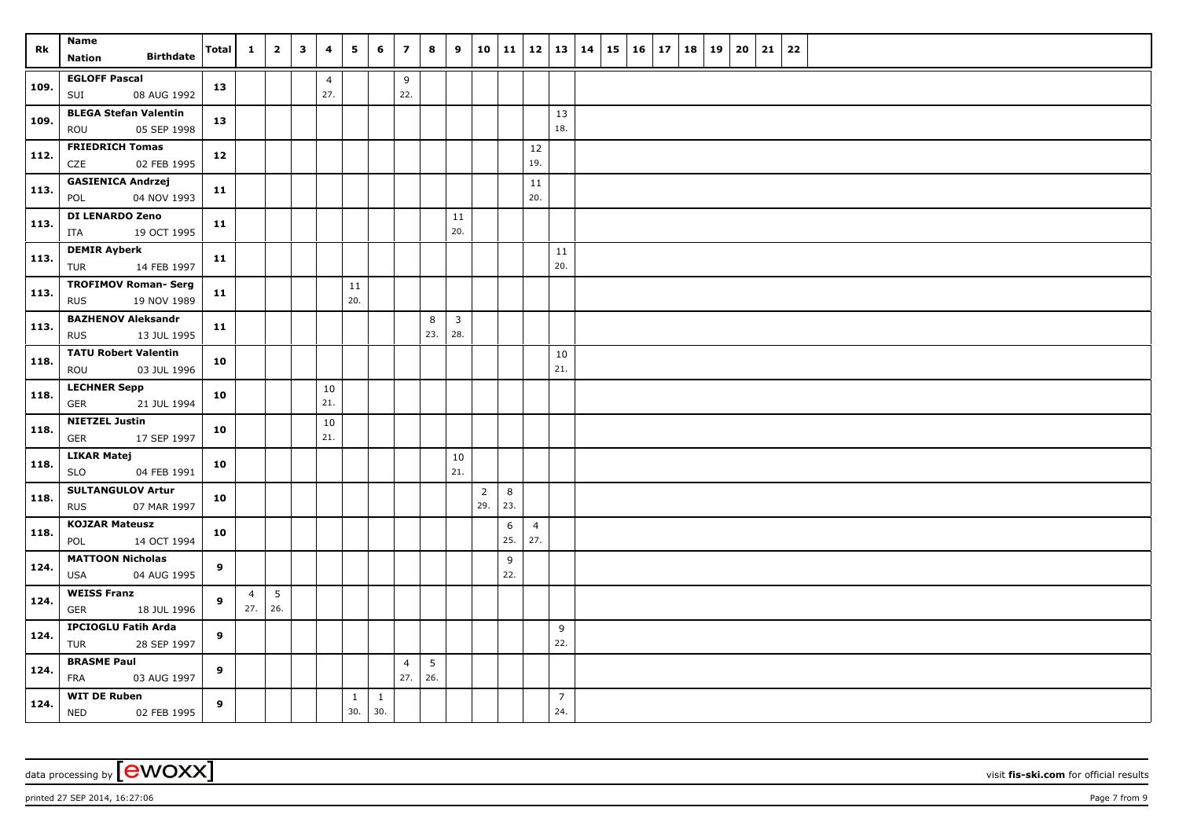| Rk | Name<br>Nation Birthdate | Total | 1 | 2 | 3 | 4 | 5 | 6 | 7 | 8 | 9 | 10 | 11 | 12 | 13 | 14 | 15 | 16 | 17 | 18 | 19 | 20 | 21 | 22 |
|---|---|---|---|---|---|---|---|---|---|---|---|---|---|---|---|---|---|---|---|---|---|---|---|---|
| 109. | **EGLOFF Pascal**<br>SUI 08 AUG 1992 | **13** | | | | 4<br>27. | | | 9<br>22. | | | | | | | | | | | | | | | |
| 109. | **BLEGA Stefan Valentin**<br>ROU 05 SEP 1998 | **13** | | | | | | | | | | | | | 13<br>18. | | | | | | | | | |
| 112. | **FRIEDRICH Tomas**<br>CZE 02 FEB 1995 | **12** | | | | | | | | | | | | 12<br>19. | | | | | | | | | | |
| 113. | **GASIENICA Andrzej**<br>POL 04 NOV 1993 | **11** | | | | | | | | | | | | 11<br>20. | | | | | | | | | | |
| 113. | **DI LENARDO Zeno**<br>ITA 19 OCT 1995 | **11** | | | | | | | | | 11<br>20. | | | | | | | | | | | | | |
| 113. | **DEMIR Ayberk**<br>TUR 14 FEB 1997 | **11** | | | | | | | | | | | | | 11<br>20. | | | | | | | | | |
| 113. | **TROFIMOV Roman- Serg**<br>RUS 19 NOV 1989 | **11** | | | | | 11<br>20. | | | | | | | | | | | | | | | | | |
| 113. | **BAZHENOV Aleksandr**<br>RUS 13 JUL 1995 | **11** | | | | | | | | 8<br>23. | 3<br>28. | | | | | | | | | | | | | |
| 118. | **TATU Robert Valentin**<br>ROU 03 JUL 1996 | **10** | | | | | | | | | | | | | 10<br>21. | | | | | | | | | |
| 118. | **LECHNER Sepp**<br>GER 21 JUL 1994 | **10** | | | | 10<br>21. | | | | | | | | | | | | | | | | | | |
| 118. | **NIETZEL Justin**<br>GER 17 SEP 1997 | **10** | | | | 10<br>21. | | | | | | | | | | | | | | | | | | |
| 118. | **LIKAR Matej**<br>SLO 04 FEB 1991 | **10** | | | | | | | | | 10<br>21. | | | | | | | | | | | | | |
| 118. | **SULTANGULOV Artur**<br>RUS 07 MAR 1997 | **10** | | | | | | | | | | 2<br>29. | 8<br>23. | | | | | | | | | | | |
| 118. | **KOJZAR Mateusz**<br>POL 14 OCT 1994 | **10** | | | | | | | | | | | 6<br>25. | 4<br>27. | | | | | | | | | | |
| 124. | **MATTOON Nicholas**<br>USA 04 AUG 1995 | **9** | | | | | | | | | | | 9<br>22. | | | | | | | | | | | |
| 124. | **WEISS Franz**<br>GER 18 JUL 1996 | **9** | 4<br>27. | 5<br>26. | | | | | | | | | | | | | | | | | | | | |
| 124. | **IPCIOGLU Fatih Arda**<br>TUR 28 SEP 1997 | **9** | | | | | | | | | | | | | 9<br>22. | | | | | | | | | |
| 124. | **BRASME Paul**<br>FRA 03 AUG 1997 | **9** | | | | | | | 4<br>27. | 5<br>26. | | | | | | | | | | | | | | |
| 124. | **WIT DE Ruben**<br>NED 02 FEB 1995 | **9** | | | | | 1<br>30. | 1<br>30. | | | | | | | 7<br>24. | | | | | | | | | |

data processing by [ewoxx] visit **fis-ski.com** for official results

printed 27 SEP 2014, 16:27:06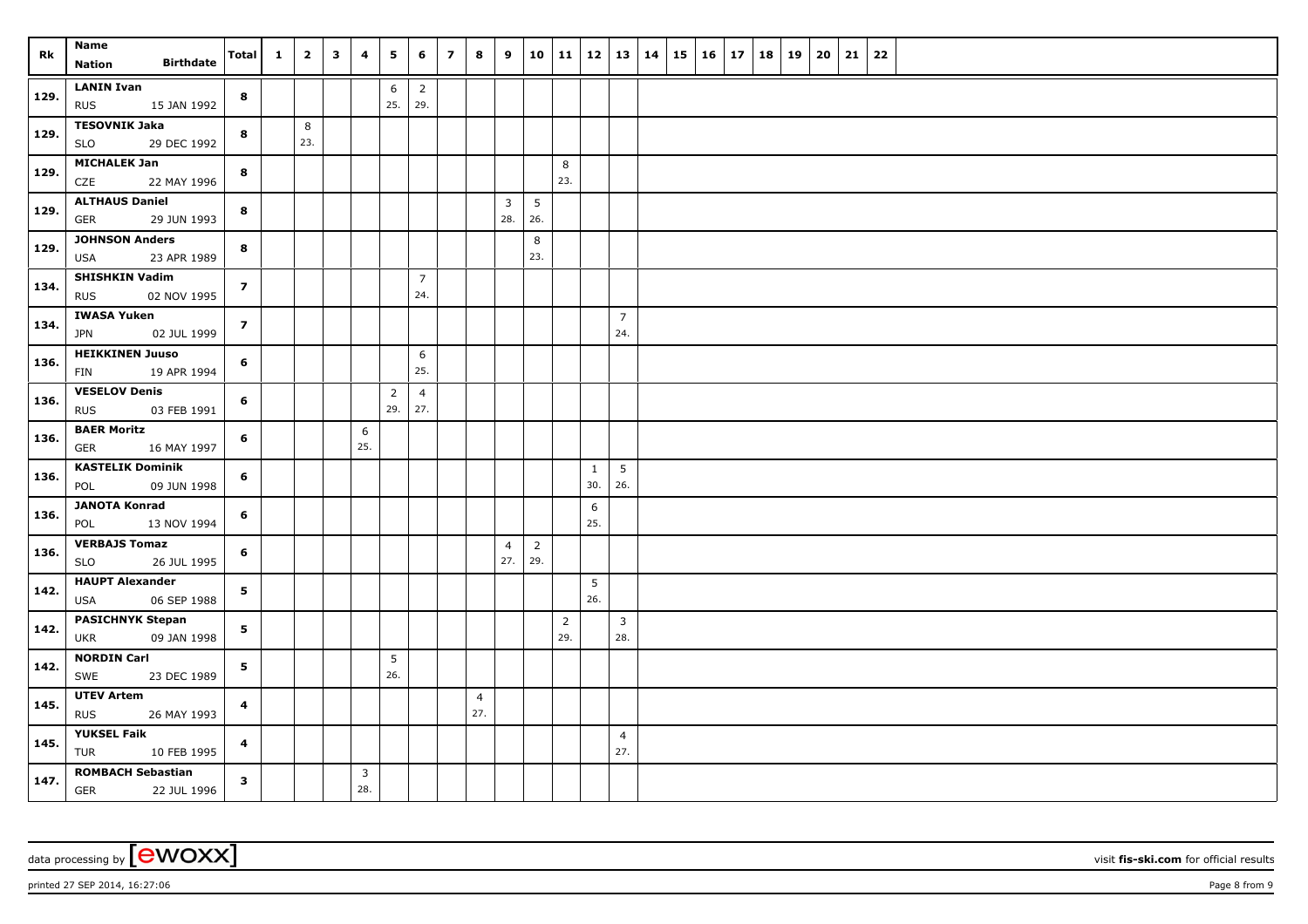| Rk | Name Nation Birthdate | Total | 1 | 2 | 3 | 4 | 5 | 6 | 7 | 8 | 9 | 10 | 11 | 12 | 13 | 14 | 15 | 16 | 17 | 18 | 19 | 20 | 21 | 22 |
|---|---|---|---|---|---|---|---|---|---|---|---|---|---|---|---|---|---|---|---|---|---|---|---|---|
| 129. | **LANIN Ivan** RUS 15 JAN 1992 | **8** | | | | | 6 25. | 2 29. | | | | | | | | | | | | | | | | |
| 129. | **TESOVNIK Jaka** SLO 29 DEC 1992 | **8** | | 8 23. | | | | | | | | | | | | | | | | | | | | |
| 129. | **MICHALEK Jan** CZE 22 MAY 1996 | **8** | | | | | | | | | | | 8 23. | | | | | | | | | | | |
| 129. | **ALTHAUS Daniel** GER 29 JUN 1993 | **8** | | | | | | | | | 3 28. | 5 26. | | | | | | | | | | | | |
| 129. | **JOHNSON Anders** USA 23 APR 1989 | **8** | | | | | | | | | | 8 23. | | | | | | | | | | | | |
| 134. | **SHISHKIN Vadim** RUS 02 NOV 1995 | **7** | | | | | | 7 24. | | | | | | | | | | | | | | | | |
| 134. | **IWASA Yuken** JPN 02 JUL 1999 | **7** | | | | | | | | | | | | | 7 24. | | | | | | | | | |
| 136. | **HEIKKINEN Juuso** FIN 19 APR 1994 | **6** | | | | | | 6 25. | | | | | | | | | | | | | | | | |
| 136. | **VESELOV Denis** RUS 03 FEB 1991 | **6** | | | | | 2 29. | 4 27. | | | | | | | | | | | | | | | | |
| 136. | **BAER Moritz** GER 16 MAY 1997 | **6** | | | | 6 25. | | | | | | | | | | | | | | | | | | |
| 136. | **KASTELIK Dominik** POL 09 JUN 1998 | **6** | | | | | | | | | | | | 1 30. | 5 26. | | | | | | | | | |
| 136. | **JANOTA Konrad** POL 13 NOV 1994 | **6** | | | | | | | | | | | | 6 25. | | | | | | | | | | |
| 136. | **VERBAJS Tomaz** SLO 26 JUL 1995 | **6** | | | | | | | | | 4 27. | 2 29. | | | | | | | | | | | | |
| 142. | **HAUPT Alexander** USA 06 SEP 1988 | **5** | | | | | | | | | | | | 5 26. | | | | | | | | | | |
| 142. | **PASICHNYK Stepan** UKR 09 JAN 1998 | **5** | | | | | | | | | | | 2 29. | | 3 28. | | | | | | | | | |
| 142. | **NORDIN Carl** SWE 23 DEC 1989 | **5** | | | | | 5 26. | | | | | | | | | | | | | | | | | |
| 145. | **UTEV Artem** RUS 26 MAY 1993 | **4** | | | | | | | | 4 27. | | | | | | | | | | | | | | |
| 145. | **YUKSEL Faik** TUR 10 FEB 1995 | **4** | | | | | | | | | | | | | 4 27. | | | | | | | | | |
| 147. | **ROMBACH Sebastian** GER 22 JUL 1996 | **3** | | | | 3 28. | | | | | | | | | | | | | | | | | | |

data processing by [ewoxx] visit **fis-ski.com** for official results

printed 27 SEP 2014, 16:27:06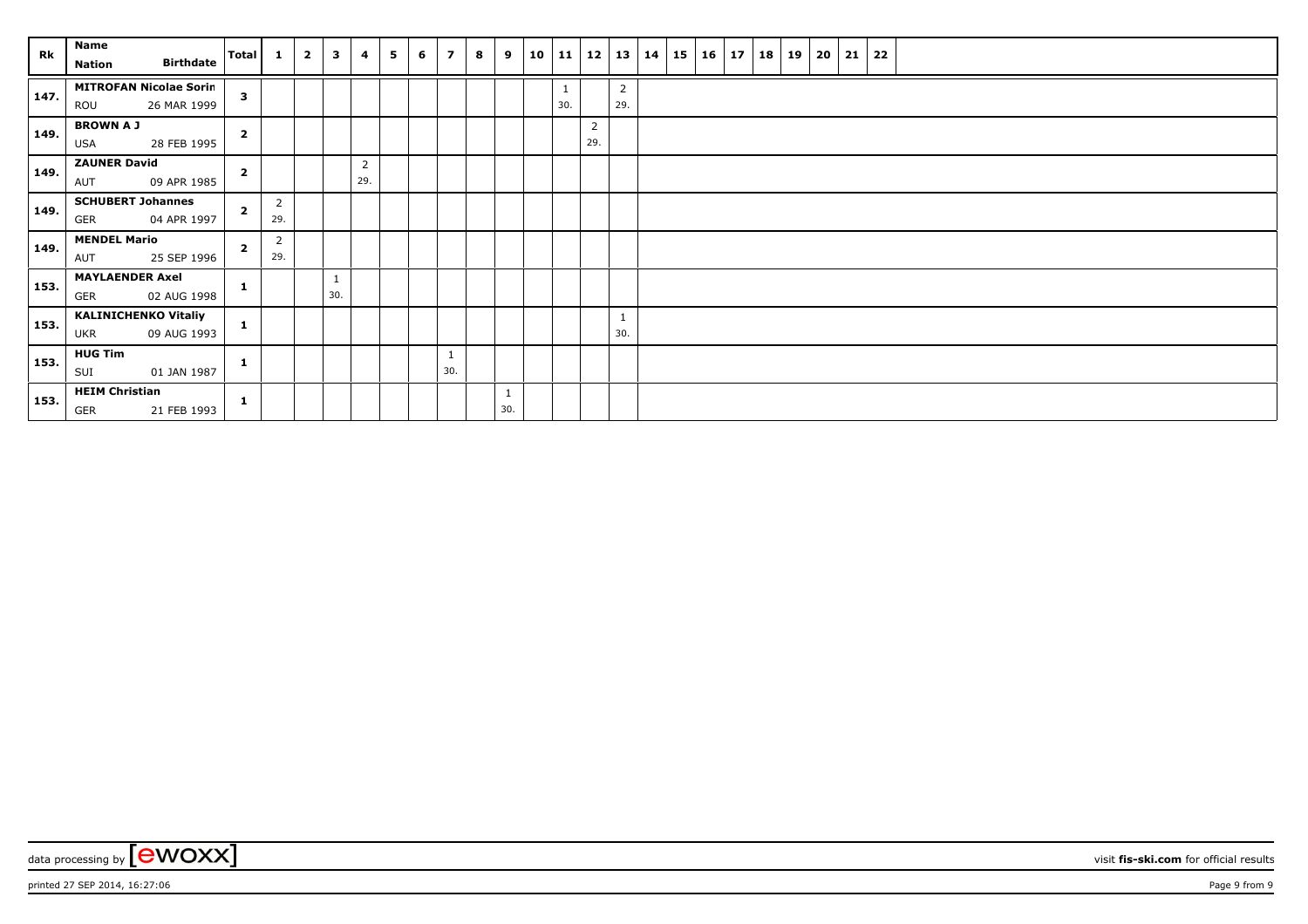| Rk | Name / Nation | Birthdate | Total | 1 | 2 | 3 | 4 | 5 | 6 | 7 | 8 | 9 | 10 | 11 | 12 | 13 | 14 | 15 | 16 | 17 | 18 | 19 | 20 | 21 | 22 |
|---|---|---|---|---|---|---|---|---|---|---|---|---|---|---|---|---|---|---|---|---|---|---|---|---|---|
| 147. | **MITROFAN Nicolae Sorin** | | **3** | | | | | | | | | | | 1 | | 2 | | | | | | | | | |
| | ROU | 26 MAR 1999 | | | | | | | | | | | | 30. | | 29. | | | | | | | | | |
| 149. | **BROWN A J** | | **2** | | | | | | | | | | | | 2 | | | | | | | | | | |
| | USA | 28 FEB 1995 | | | | | | | | | | | | | 29. | | | | | | | | | | |
| 149. | **ZAUNER David** | | **2** | | | | 2 | | | | | | | | | | | | | | | | | | |
| | AUT | 09 APR 1985 | | | | | 29. | | | | | | | | | | | | | | | | | | |
| 149. | **SCHUBERT Johannes** | | **2** | 2 | | | | | | | | | | | | | | | | | | | | | |
| | GER | 04 APR 1997 | | 29. | | | | | | | | | | | | | | | | | | | | | |
| 149. | **MENDEL Mario** | | **2** | 2 | | | | | | | | | | | | | | | | | | | | | |
| | AUT | 25 SEP 1996 | | 29. | | | | | | | | | | | | | | | | | | | | | |
| 153. | **MAYLAENDER Axel** | | **1** | | | 1 | | | | | | | | | | | | | | | | | | | |
| | GER | 02 AUG 1998 | | | | 30. | | | | | | | | | | | | | | | | | | | |
| 153. | **KALINICHENKO Vitaliy** | | **1** | | | | | | | | | | | | | 1 | | | | | | | | | |
| | UKR | 09 AUG 1993 | | | | | | | | | | | | | | 30. | | | | | | | | | |
| 153. | **HUG Tim** | | **1** | | | | | | | 1 | | | | | | | | | | | | | | | |
| | SUI | 01 JAN 1987 | | | | | | | | 30. | | | | | | | | | | | | | | | |
| 153. | **HEIM Christian** | | **1** | | | | | | | | | 1 | | | | | | | | | | | | | |
| | GER | 21 FEB 1993 | | | | | | | | | | 30. | | | | | | | | | | | | | |